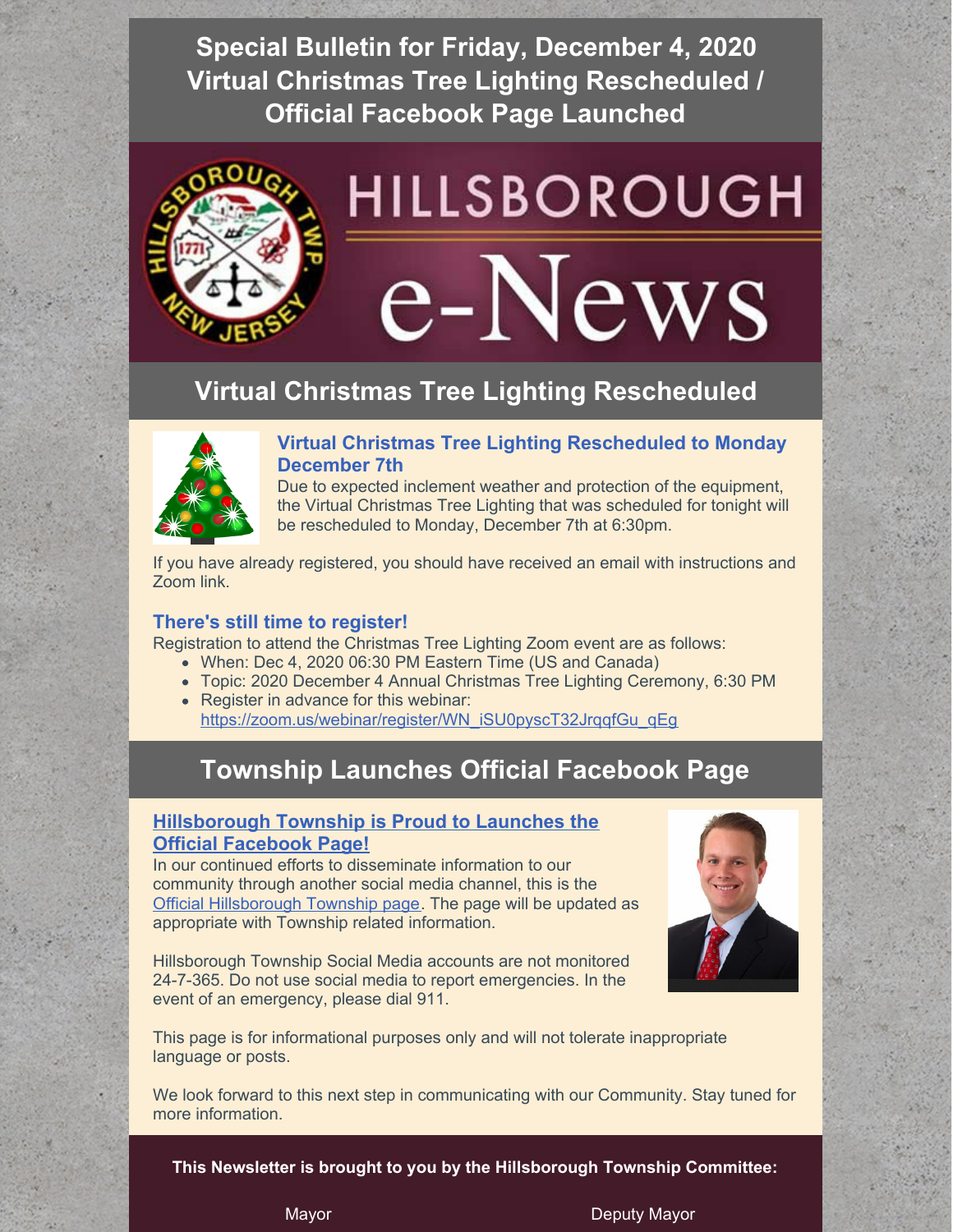# Special Bulletin for Friday, December 4, 2020 Virtual Christmas Tree Lighting Rescheduled / Official Facebook Page Launched

HILLSBOROUGH e-News

## Virtual Christmas Tree Lighting Rescheduled

### Virtual Christmas Tree Lighting Rescheduled to Monday December 7th

Due to expected inclement weather and protection of the equipment, the Virtual Christmas Tree Lighting that was scheduled for tonight will be rescheduled to Monday, December 7th at 6:30pm.

If you have already registered, you should have received an email with instructions and Zoom link.

### There's still time to register!

Registration to attend the Christmas Tree Lighting Zoom event are as follows:

- When: Dec 4, 2020 06:30 PM Eastern Time (US and Canada)
- Topic: 2020 December 4 Annual Christmas Tree Lighting Ceremony, 6:30 PM
- Register in advance for this webinar: https://zoom.us/webinar/register/WN_iSU0pyscT32JrqqfGu_qEg

## Township Launches Official Facebook Page

### Hillsborough Township is Proud to Launches the Official Facebook Page!

In our continued efforts to disseminate information to our community through another social media channel, this is the Official Hillsborough Township page. The page will be updated as appropriate with Township related information.

Hillsborough Township Social Media accounts are not monitored 24-7-365. Do not use social media to report emergencies. In the event of an emergency, please dial 911.

This page is for informational purposes only and will not tolerate inappropriate language or posts.

We look forward to this next step in communicating with our Community. Stay tuned for more information.

**This Newsletter is brought to you by the Hillsborough Township Committee:**

Mayor

Deputy Mayor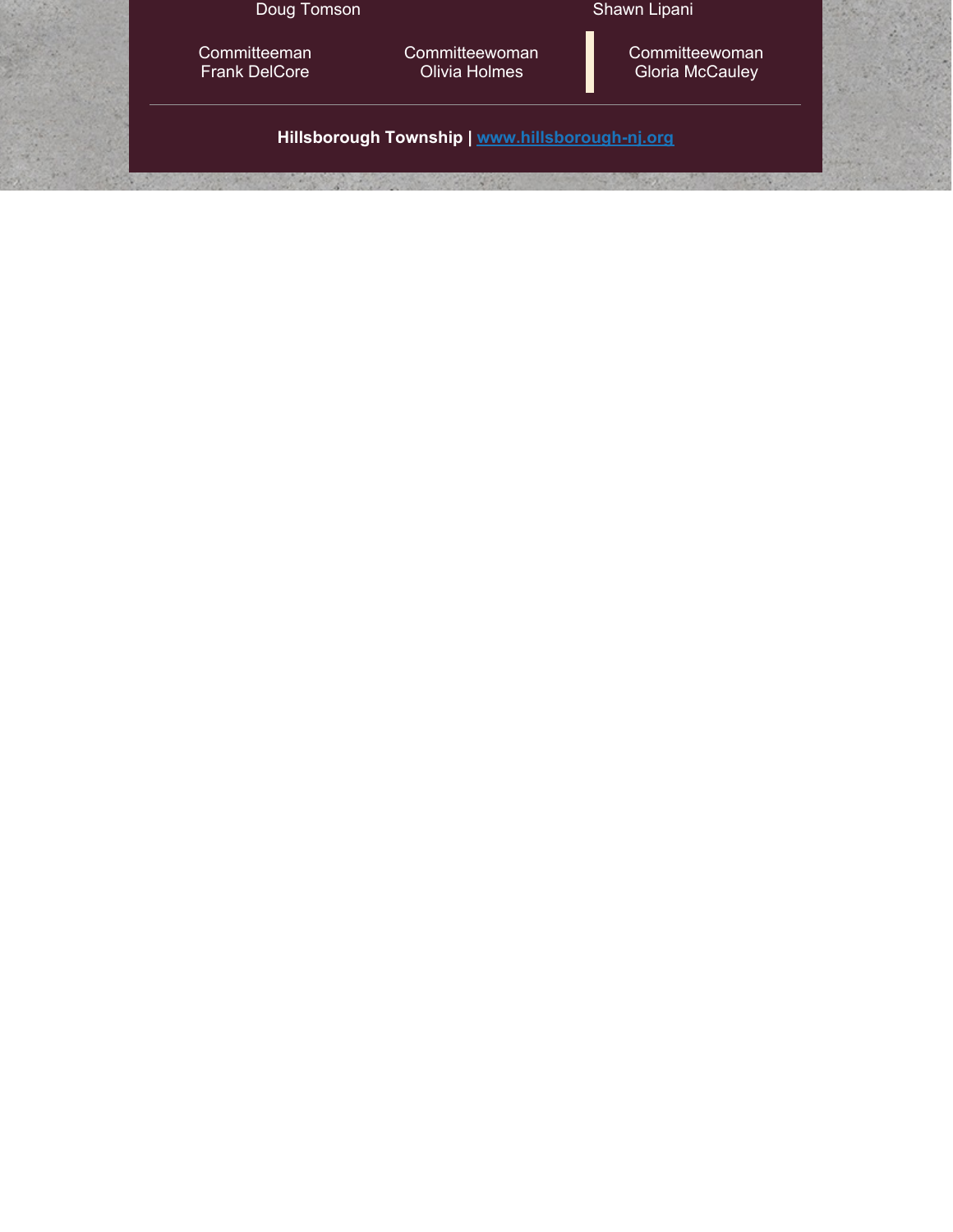Doug Tomson

Shawn Lipani

Committeeman
Frank DelCore

Committeewoman
Olivia Holmes

Committeewoman
Gloria McCauley

---

**Hillsborough Township | [www.hillsborough-nj.org](http://www.hillsborough-nj.org)**